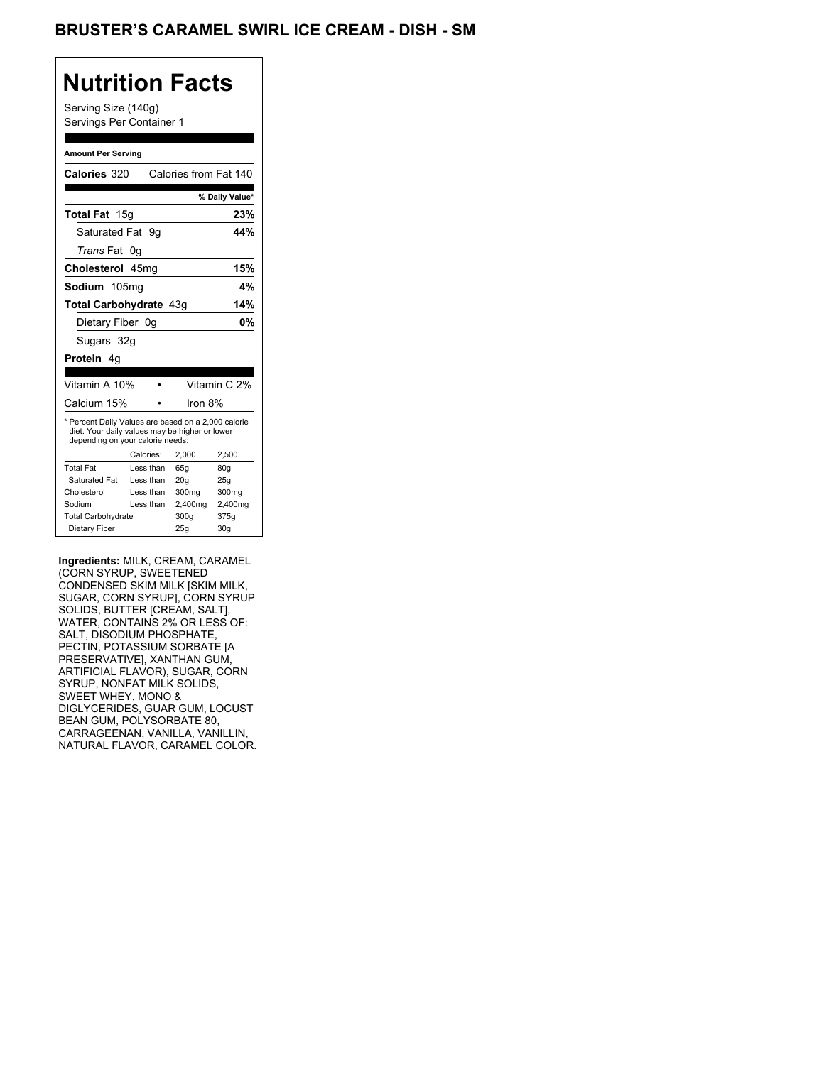# BRUSTER'S CARAMEL SWIRL ICE CREAM - DISH - SM

## Nutrition Facts

Serving Size (140g)
Servings Per Container 1

**Amount Per Serving**

**Calories** 320 Calories from Fat 140

| | % Daily Value* |
|---|---|
| **Total Fat** 15g | **23%** |
| Saturated Fat 9g | **44%** |
| *Trans* Fat 0g | |
| **Cholesterol** 45mg | **15%** |
| **Sodium** 105mg | **4%** |
| **Total Carbohydrate** 43g | **14%** |
| Dietary Fiber 0g | **0%** |
| Sugars 32g | |
| **Protein** 4g | |

| | |
|---|---|
| Vitamin A 10% | Vitamin C 2% |
| Calcium 15% | Iron 8% |

* Percent Daily Values are based on a 2,000 calorie diet. Your daily values may be higher or lower depending on your calorie needs:

| | Calories: | 2,000 | 2,500 |
|---|---|---|---|
| Total Fat | Less than | 65g | 80g |
| Saturated Fat | Less than | 20g | 25g |
| Cholesterol | Less than | 300mg | 300mg |
| Sodium | Less than | 2,400mg | 2,400mg |
| Total Carbohydrate | | 300g | 375g |
| Dietary Fiber | | 25g | 30g |

**Ingredients:** MILK, CREAM, CARAMEL (CORN SYRUP, SWEETENED CONDENSED SKIM MILK [SKIM MILK, SUGAR, CORN SYRUP], CORN SYRUP SOLIDS, BUTTER [CREAM, SALT], WATER, CONTAINS 2% OR LESS OF: SALT, DISODIUM PHOSPHATE, PECTIN, POTASSIUM SORBATE [A PRESERVATIVE], XANTHAN GUM, ARTIFICIAL FLAVOR), SUGAR, CORN SYRUP, NONFAT MILK SOLIDS, SWEET WHEY, MONO & DIGLYCERIDES, GUAR GUM, LOCUST BEAN GUM, POLYSORBATE 80, CARRAGEENAN, VANILLA, VANILLIN, NATURAL FLAVOR, CARAMEL COLOR.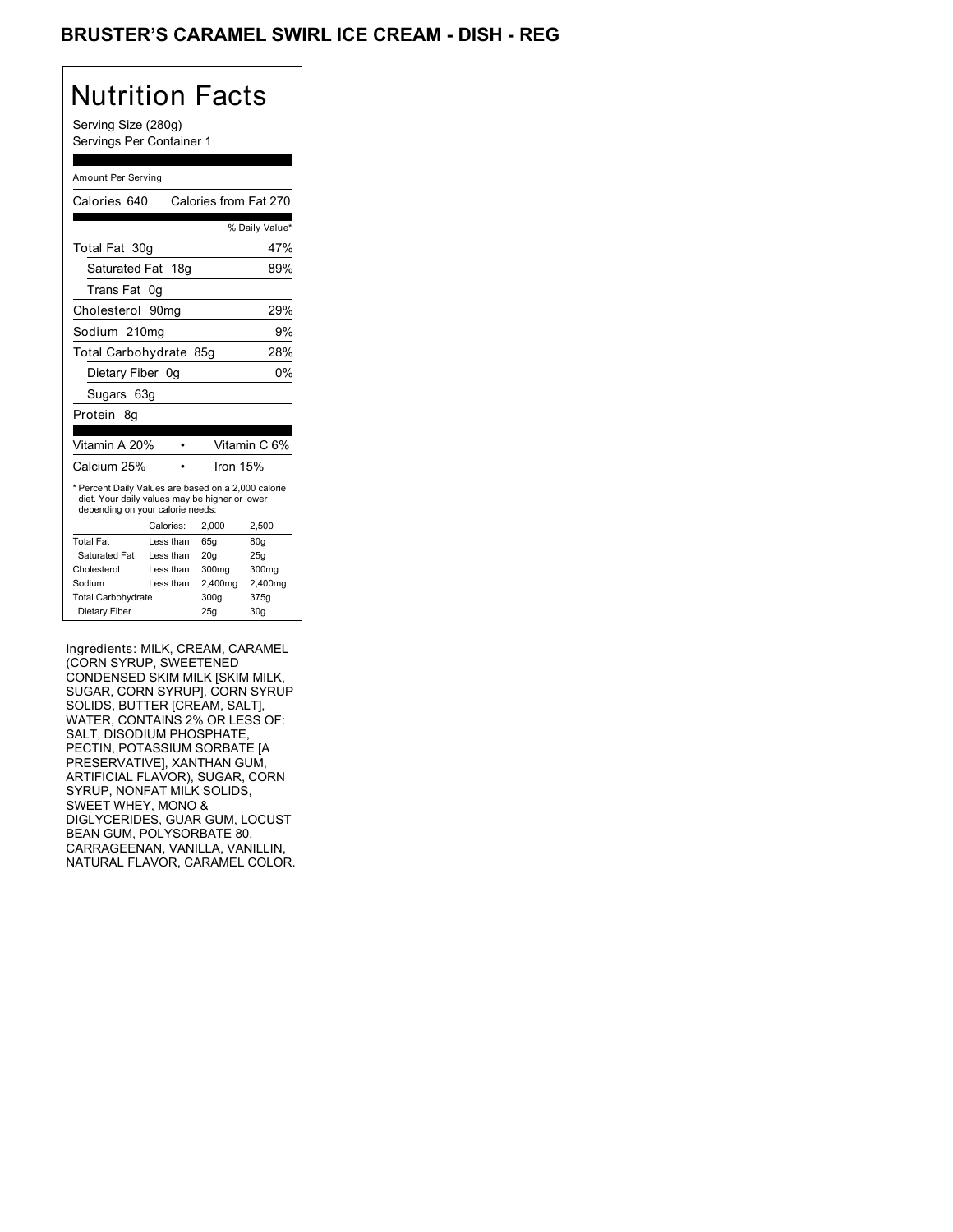# BRUSTER'S CARAMEL SWIRL ICE CREAM - DISH - REG

## Nutrition Facts

Serving Size (280g)
Servings Per Container 1

Amount Per Serving

| | |
|---|---|
| Calories 640 | Calories from Fat 270 |
| | % Daily Value* |
| Total Fat 30g | 47% |
| Saturated Fat 18g | 89% |
| Trans Fat 0g | |
| Cholesterol 90mg | 29% |
| Sodium 210mg | 9% |
| Total Carbohydrate 85g | 28% |
| Dietary Fiber 0g | 0% |
| Sugars 63g | |
| Protein 8g | |

| | |
|---|---|
| Vitamin A 20% | Vitamin C 6% |
| Calcium 25% | Iron 15% |

* Percent Daily Values are based on a 2,000 calorie diet. Your daily values may be higher or lower depending on your calorie needs:

| | Calories: | 2,000 | 2,500 |
|---|---|---|---|
| Total Fat | Less than | 65g | 80g |
| Saturated Fat | Less than | 20g | 25g |
| Cholesterol | Less than | 300mg | 300mg |
| Sodium | Less than | 2,400mg | 2,400mg |
| Total Carbohydrate | | 300g | 375g |
| Dietary Fiber | | 25g | 30g |

Ingredients: MILK, CREAM, CARAMEL (CORN SYRUP, SWEETENED CONDENSED SKIM MILK [SKIM MILK, SUGAR, CORN SYRUP], CORN SYRUP SOLIDS, BUTTER [CREAM, SALT], WATER, CONTAINS 2% OR LESS OF: SALT, DISODIUM PHOSPHATE, PECTIN, POTASSIUM SORBATE [A PRESERVATIVE], XANTHAN GUM, ARTIFICIAL FLAVOR), SUGAR, CORN SYRUP, NONFAT MILK SOLIDS, SWEET WHEY, MONO & DIGLYCERIDES, GUAR GUM, LOCUST BEAN GUM, POLYSORBATE 80, CARRAGEENAN, VANILLA, VANILLIN, NATURAL FLAVOR, CARAMEL COLOR.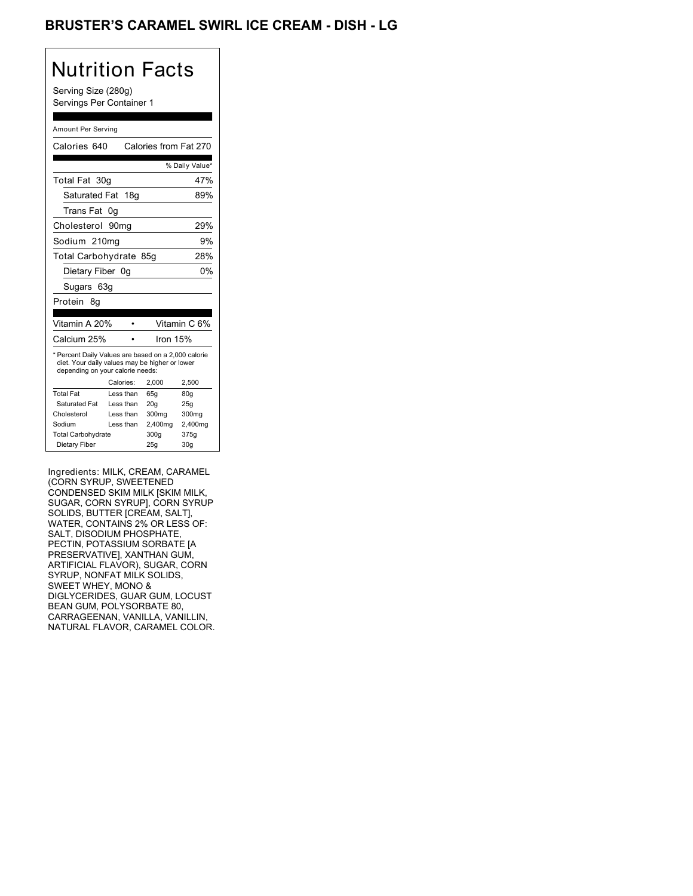# BRUSTER'S CARAMEL SWIRL ICE CREAM - DISH - LG

## Nutrition Facts

Serving Size (280g)
Servings Per Container 1

Amount Per Serving

| Calories 640 | Calories from Fat 270 |
|---|---|
| | % Daily Value* |
| Total Fat 30g | 47% |
| Saturated Fat 18g | 89% |
| Trans Fat 0g | |
| Cholesterol 90mg | 29% |
| Sodium 210mg | 9% |
| Total Carbohydrate 85g | 28% |
| Dietary Fiber 0g | 0% |
| Sugars 63g | |
| Protein 8g | |

| Vitamin A 20% | Vitamin C 6% |
|---|---|
| Calcium 25% | Iron 15% |

* Percent Daily Values are based on a 2,000 calorie diet. Your daily values may be higher or lower depending on your calorie needs:

| | Calories: | 2,000 | 2,500 |
|---|---|---|---|
| Total Fat | Less than | 65g | 80g |
| Saturated Fat | Less than | 20g | 25g |
| Cholesterol | Less than | 300mg | 300mg |
| Sodium | Less than | 2,400mg | 2,400mg |
| Total Carbohydrate | | 300g | 375g |
| Dietary Fiber | | 25g | 30g |

Ingredients: MILK, CREAM, CARAMEL (CORN SYRUP, SWEETENED CONDENSED SKIM MILK [SKIM MILK, SUGAR, CORN SYRUP], CORN SYRUP SOLIDS, BUTTER [CREAM, SALT], WATER, CONTAINS 2% OR LESS OF: SALT, DISODIUM PHOSPHATE, PECTIN, POTASSIUM SORBATE [A PRESERVATIVE], XANTHAN GUM, ARTIFICIAL FLAVOR), SUGAR, CORN SYRUP, NONFAT MILK SOLIDS, SWEET WHEY, MONO & DIGLYCERIDES, GUAR GUM, LOCUST BEAN GUM, POLYSORBATE 80, CARRAGEENAN, VANILLA, VANILLIN, NATURAL FLAVOR, CARAMEL COLOR.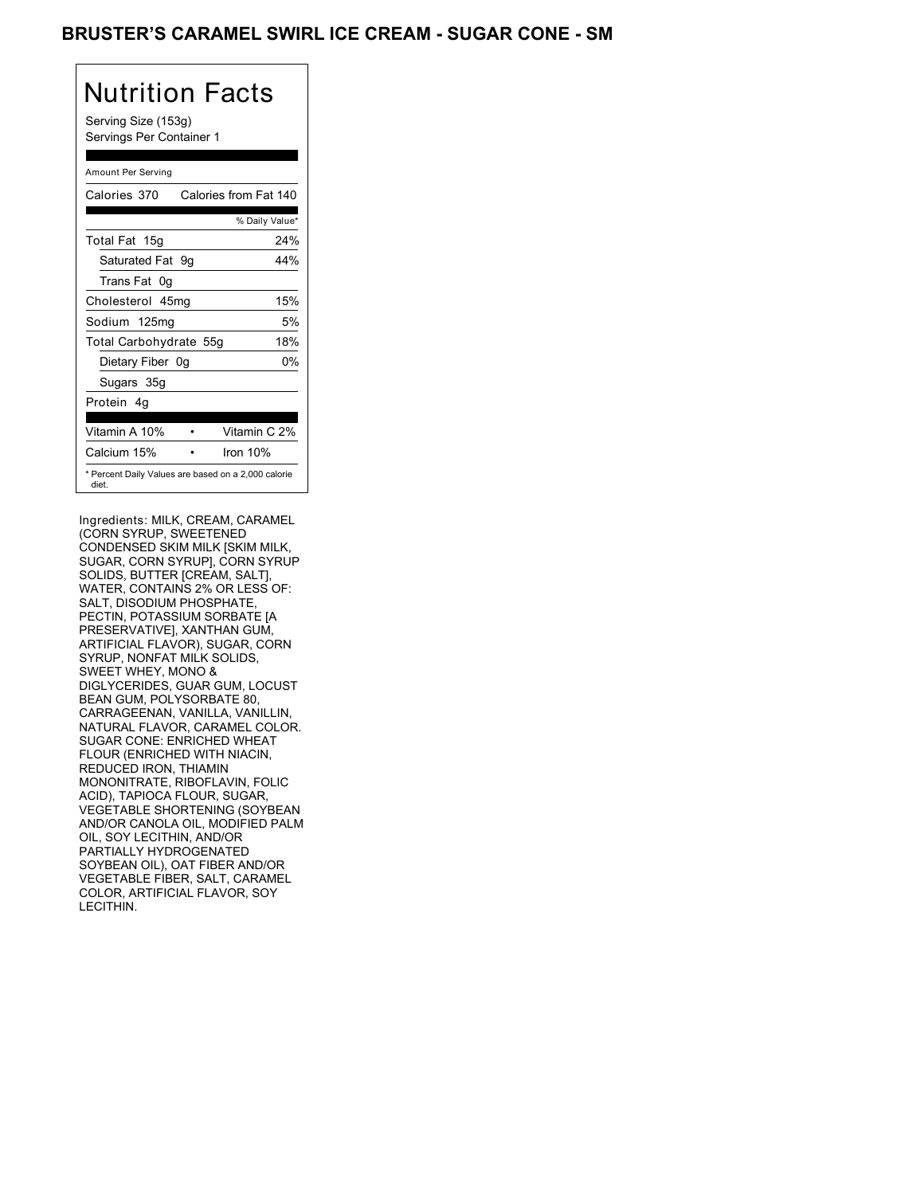# BRUSTER'S CARAMEL SWIRL ICE CREAM - SUGAR CONE - SM

## Nutrition Facts

Serving Size (153g)
Servings Per Container 1

Amount Per Serving

| Calories 370 | Calories from Fat 140 |
|---|---|
| | % Daily Value* |
| Total Fat 15g | 24% |
| Saturated Fat 9g | 44% |
| Trans Fat 0g | |
| Cholesterol 45mg | 15% |
| Sodium 125mg | 5% |
| Total Carbohydrate 55g | 18% |
| Dietary Fiber 0g | 0% |
| Sugars 35g | |
| Protein 4g | |

| Vitamin A 10% | • | Vitamin C 2% |
|---|---|---|
| Calcium 15% | • | Iron 10% |

* Percent Daily Values are based on a 2,000 calorie diet.

Ingredients: MILK, CREAM, CARAMEL (CORN SYRUP, SWEETENED CONDENSED SKIM MILK [SKIM MILK, SUGAR, CORN SYRUP], CORN SYRUP SOLIDS, BUTTER [CREAM, SALT], WATER, CONTAINS 2% OR LESS OF: SALT, DISODIUM PHOSPHATE, PECTIN, POTASSIUM SORBATE [A PRESERVATIVE], XANTHAN GUM, ARTIFICIAL FLAVOR), SUGAR, CORN SYRUP, NONFAT MILK SOLIDS, SWEET WHEY, MONO & DIGLYCERIDES, GUAR GUM, LOCUST BEAN GUM, POLYSORBATE 80, CARRAGEENAN, VANILLA, VANILLIN, NATURAL FLAVOR, CARAMEL COLOR. SUGAR CONE: ENRICHED WHEAT FLOUR (ENRICHED WITH NIACIN, REDUCED IRON, THIAMIN MONONITRATE, RIBOFLAVIN, FOLIC ACID), TAPIOCA FLOUR, SUGAR, VEGETABLE SHORTENING (SOYBEAN AND/OR CANOLA OIL, MODIFIED PALM OIL, SOY LECITHIN, AND/OR PARTIALLY HYDROGENATED SOYBEAN OIL), OAT FIBER AND/OR VEGETABLE FIBER, SALT, CARAMEL COLOR, ARTIFICIAL FLAVOR, SOY LECITHIN.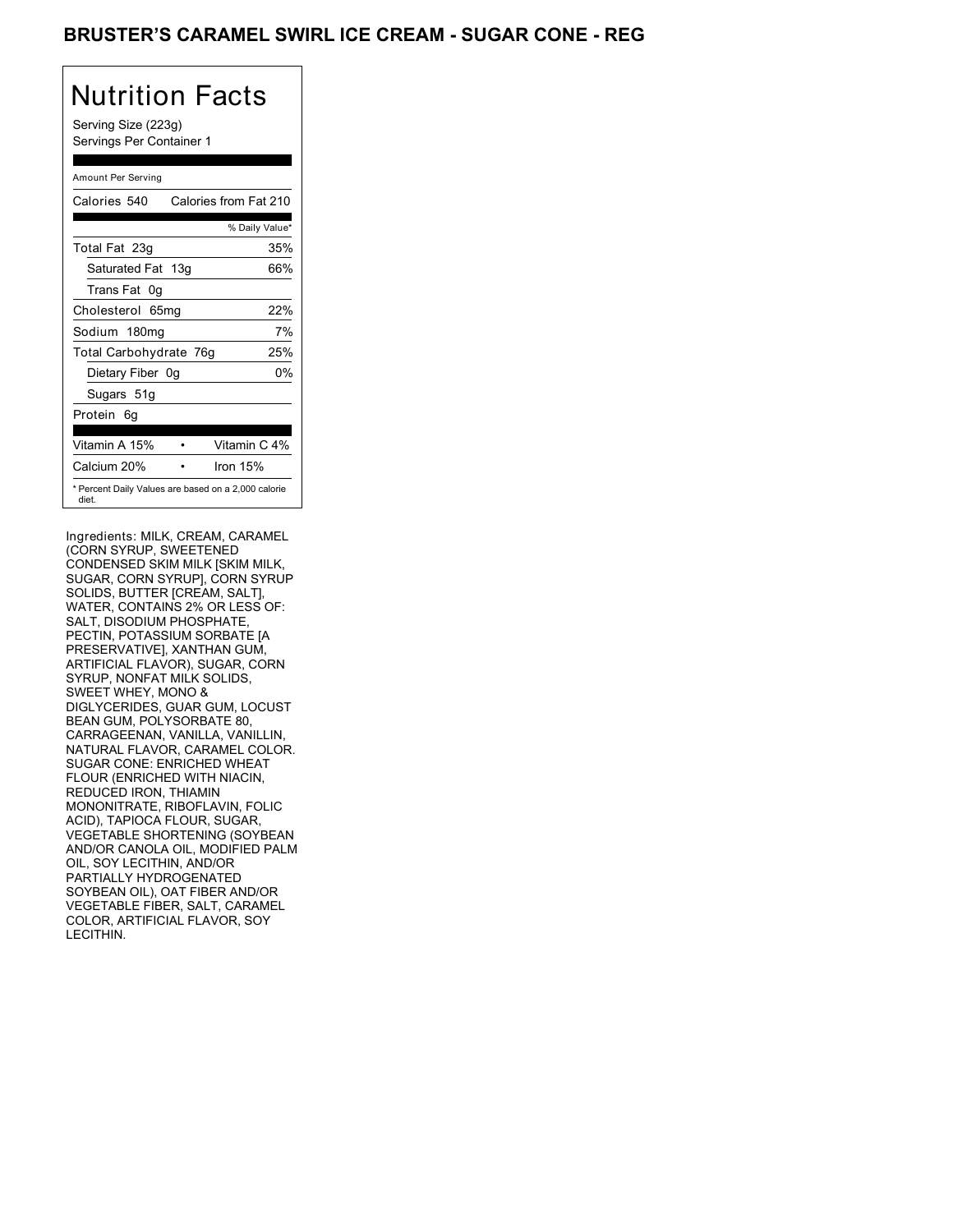# BRUSTER'S CARAMEL SWIRL ICE CREAM - SUGAR CONE - REG

## Nutrition Facts

Serving Size (223g)
Servings Per Container 1

Amount Per Serving

| Calories 540 | Calories from Fat 210 |
|---|---|
| | % Daily Value* |
| Total Fat 23g | 35% |
| Saturated Fat 13g | 66% |
| Trans Fat 0g | |
| Cholesterol 65mg | 22% |
| Sodium 180mg | 7% |
| Total Carbohydrate 76g | 25% |
| Dietary Fiber 0g | 0% |
| Sugars 51g | |
| Protein 6g | |

| Vitamin A 15% | • | Vitamin C 4% |
|---|---|---|
| Calcium 20% | • | Iron 15% |

* Percent Daily Values are based on a 2,000 calorie diet.

Ingredients: MILK, CREAM, CARAMEL (CORN SYRUP, SWEETENED CONDENSED SKIM MILK [SKIM MILK, SUGAR, CORN SYRUP], CORN SYRUP SOLIDS, BUTTER [CREAM, SALT], WATER, CONTAINS 2% OR LESS OF: SALT, DISODIUM PHOSPHATE, PECTIN, POTASSIUM SORBATE [A PRESERVATIVE], XANTHAN GUM, ARTIFICIAL FLAVOR), SUGAR, CORN SYRUP, NONFAT MILK SOLIDS, SWEET WHEY, MONO & DIGLYCERIDES, GUAR GUM, LOCUST BEAN GUM, POLYSORBATE 80, CARRAGEENAN, VANILLA, VANILLIN, NATURAL FLAVOR, CARAMEL COLOR. SUGAR CONE: ENRICHED WHEAT FLOUR (ENRICHED WITH NIACIN, REDUCED IRON, THIAMIN MONONITRATE, RIBOFLAVIN, FOLIC ACID), TAPIOCA FLOUR, SUGAR, VEGETABLE SHORTENING (SOYBEAN AND/OR CANOLA OIL, MODIFIED PALM OIL, SOY LECITHIN, AND/OR PARTIALLY HYDROGENATED SOYBEAN OIL), OAT FIBER AND/OR VEGETABLE FIBER, SALT, CARAMEL COLOR, ARTIFICIAL FLAVOR, SOY LECITHIN.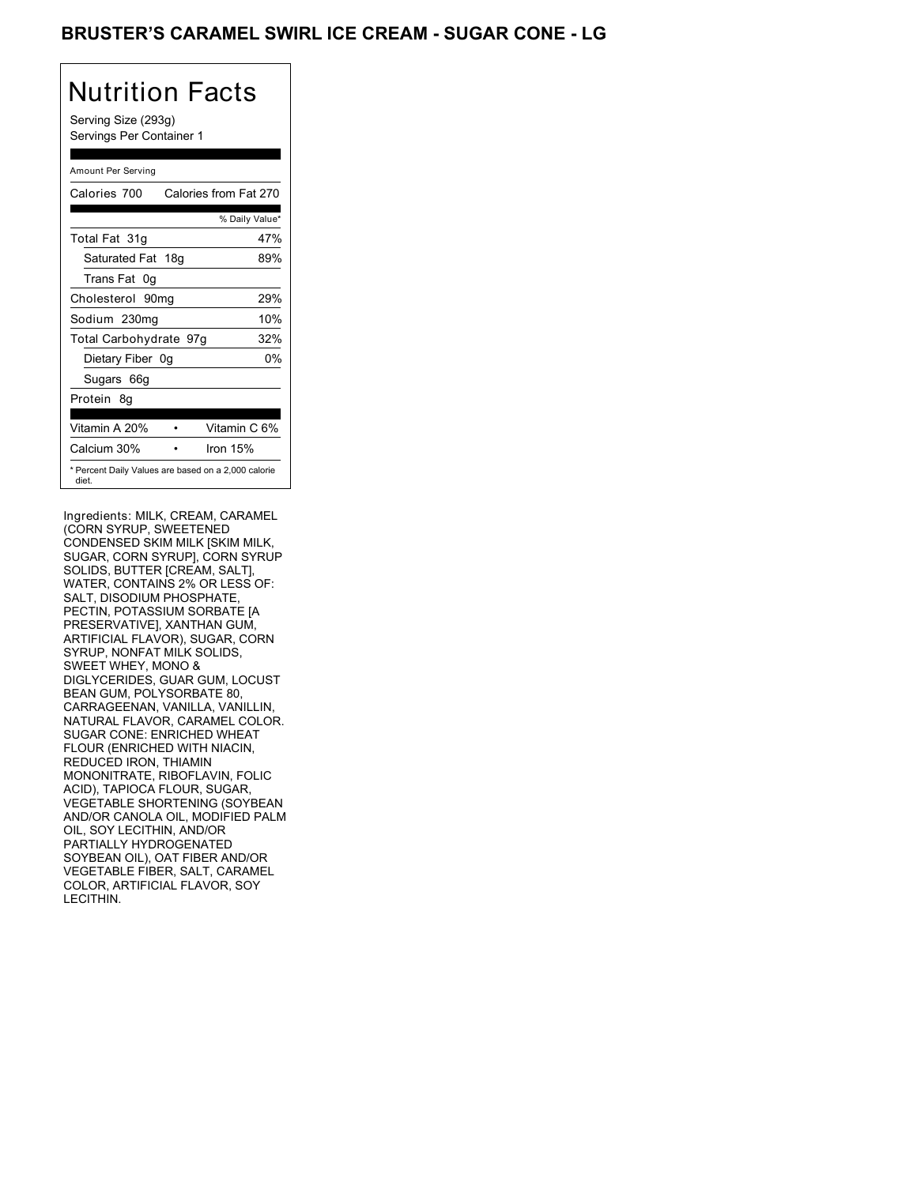# BRUSTER'S CARAMEL SWIRL ICE CREAM - SUGAR CONE - LG

## Nutrition Facts

Serving Size (293g)
Servings Per Container 1

Amount Per Serving

| Calories 700 | Calories from Fat 270 |
|---|---|
| | % Daily Value* |
| Total Fat 31g | 47% |
| Saturated Fat 18g | 89% |
| Trans Fat 0g | |
| Cholesterol 90mg | 29% |
| Sodium 230mg | 10% |
| Total Carbohydrate 97g | 32% |
| Dietary Fiber 0g | 0% |
| Sugars 66g | |
| Protein 8g | |

| Vitamin A 20% | • | Vitamin C 6% |
|---|---|---|
| Calcium 30% | • | Iron 15% |

* Percent Daily Values are based on a 2,000 calorie diet.

Ingredients: MILK, CREAM, CARAMEL (CORN SYRUP, SWEETENED CONDENSED SKIM MILK [SKIM MILK, SUGAR, CORN SYRUP], CORN SYRUP SOLIDS, BUTTER [CREAM, SALT], WATER, CONTAINS 2% OR LESS OF: SALT, DISODIUM PHOSPHATE, PECTIN, POTASSIUM SORBATE [A PRESERVATIVE], XANTHAN GUM, ARTIFICIAL FLAVOR), SUGAR, CORN SYRUP, NONFAT MILK SOLIDS, SWEET WHEY, MONO & DIGLYCERIDES, GUAR GUM, LOCUST BEAN GUM, POLYSORBATE 80, CARRAGEENAN, VANILLA, VANILLIN, NATURAL FLAVOR, CARAMEL COLOR. SUGAR CONE: ENRICHED WHEAT FLOUR (ENRICHED WITH NIACIN, REDUCED IRON, THIAMIN MONONITRATE, RIBOFLAVIN, FOLIC ACID), TAPIOCA FLOUR, SUGAR, VEGETABLE SHORTENING (SOYBEAN AND/OR CANOLA OIL, MODIFIED PALM OIL, SOY LECITHIN, AND/OR PARTIALLY HYDROGENATED SOYBEAN OIL), OAT FIBER AND/OR VEGETABLE FIBER, SALT, CARAMEL COLOR, ARTIFICIAL FLAVOR, SOY LECITHIN.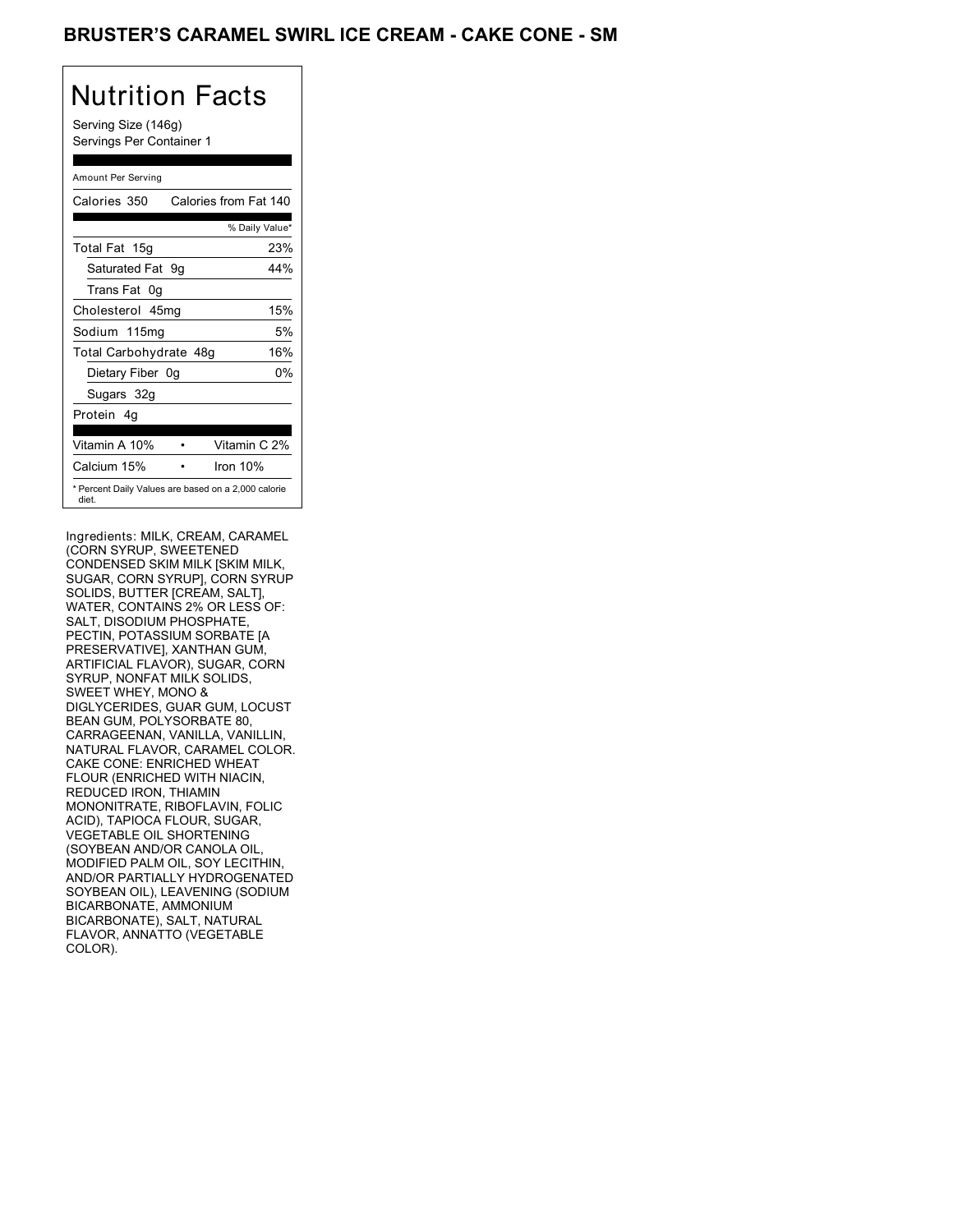# BRUSTER'S CARAMEL SWIRL ICE CREAM - CAKE CONE - SM

## Nutrition Facts

Serving Size (146g)
Servings Per Container 1

Amount Per Serving

| Calories 350 | Calories from Fat 140 |
|---|---|
| | % Daily Value* |
| Total Fat 15g | 23% |
| Saturated Fat 9g | 44% |
| Trans Fat 0g | |
| Cholesterol 45mg | 15% |
| Sodium 115mg | 5% |
| Total Carbohydrate 48g | 16% |
| Dietary Fiber 0g | 0% |
| Sugars 32g | |
| Protein 4g | |

| | | |
|---|---|---|
| Vitamin A 10% | • | Vitamin C 2% |
| Calcium 15% | • | Iron 10% |

* Percent Daily Values are based on a 2,000 calorie diet.

Ingredients: MILK, CREAM, CARAMEL (CORN SYRUP, SWEETENED CONDENSED SKIM MILK [SKIM MILK, SUGAR, CORN SYRUP], CORN SYRUP SOLIDS, BUTTER [CREAM, SALT], WATER, CONTAINS 2% OR LESS OF: SALT, DISODIUM PHOSPHATE, PECTIN, POTASSIUM SORBATE [A PRESERVATIVE], XANTHAN GUM, ARTIFICIAL FLAVOR), SUGAR, CORN SYRUP, NONFAT MILK SOLIDS, SWEET WHEY, MONO & DIGLYCERIDES, GUAR GUM, LOCUST BEAN GUM, POLYSORBATE 80, CARRAGEENAN, VANILLA, VANILLIN, NATURAL FLAVOR, CARAMEL COLOR. CAKE CONE: ENRICHED WHEAT FLOUR (ENRICHED WITH NIACIN, REDUCED IRON, THIAMIN MONONITRATE, RIBOFLAVIN, FOLIC ACID), TAPIOCA FLOUR, SUGAR, VEGETABLE OIL SHORTENING (SOYBEAN AND/OR CANOLA OIL, MODIFIED PALM OIL, SOY LECITHIN, AND/OR PARTIALLY HYDROGENATED SOYBEAN OIL), LEAVENING (SODIUM BICARBONATE, AMMONIUM BICARBONATE), SALT, NATURAL FLAVOR, ANNATTO (VEGETABLE COLOR).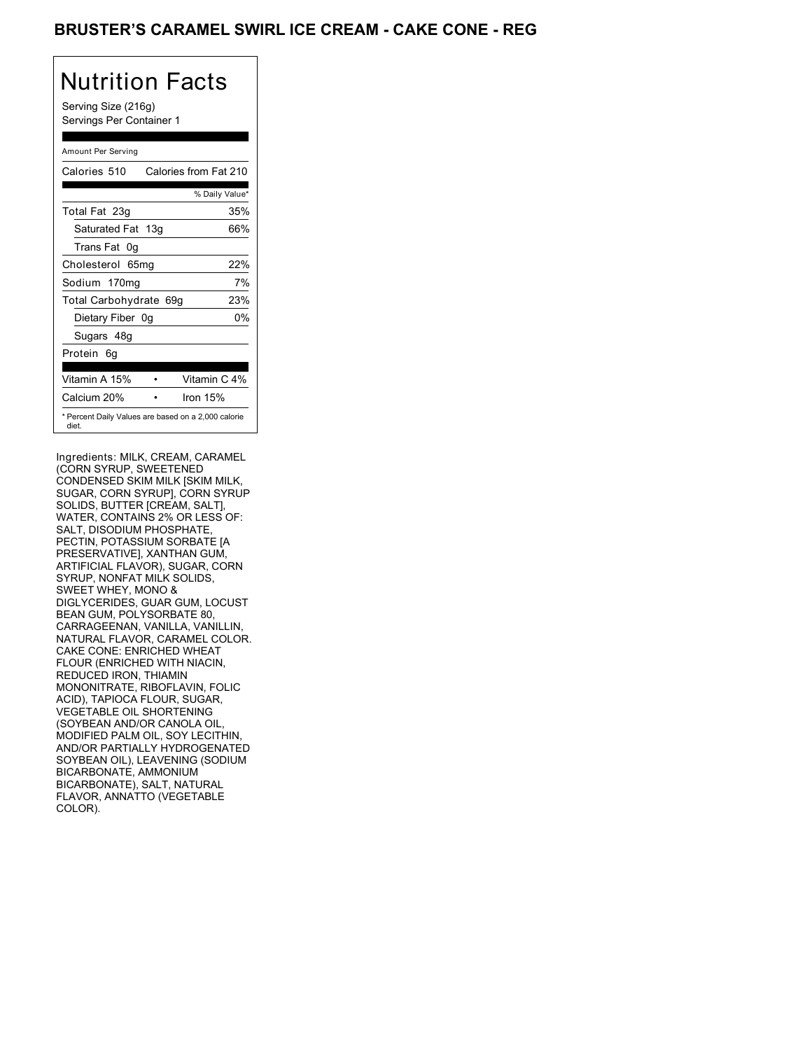# BRUSTER'S CARAMEL SWIRL ICE CREAM - CAKE CONE - REG

## Nutrition Facts

Serving Size (216g)
Servings Per Container 1

Amount Per Serving

| | |
|---|---|
| Calories 510 | Calories from Fat 210 |
| | % Daily Value* |
| Total Fat 23g | 35% |
| Saturated Fat 13g | 66% |
| Trans Fat 0g | |
| Cholesterol 65mg | 22% |
| Sodium 170mg | 7% |
| Total Carbohydrate 69g | 23% |
| Dietary Fiber 0g | 0% |
| Sugars 48g | |
| Protein 6g | |
| Vitamin A 15% | Vitamin C 4% |
| Calcium 20% | Iron 15% |

* Percent Daily Values are based on a 2,000 calorie diet.

Ingredients: MILK, CREAM, CARAMEL (CORN SYRUP, SWEETENED CONDENSED SKIM MILK [SKIM MILK, SUGAR, CORN SYRUP], CORN SYRUP SOLIDS, BUTTER [CREAM, SALT], WATER, CONTAINS 2% OR LESS OF: SALT, DISODIUM PHOSPHATE, PECTIN, POTASSIUM SORBATE [A PRESERVATIVE], XANTHAN GUM, ARTIFICIAL FLAVOR), SUGAR, CORN SYRUP, NONFAT MILK SOLIDS, SWEET WHEY, MONO & DIGLYCERIDES, GUAR GUM, LOCUST BEAN GUM, POLYSORBATE 80, CARRAGEENAN, VANILLA, VANILLIN, NATURAL FLAVOR, CARAMEL COLOR. CAKE CONE: ENRICHED WHEAT FLOUR (ENRICHED WITH NIACIN, REDUCED IRON, THIAMIN MONONITRATE, RIBOFLAVIN, FOLIC ACID), TAPIOCA FLOUR, SUGAR, VEGETABLE OIL SHORTENING (SOYBEAN AND/OR CANOLA OIL, MODIFIED PALM OIL, SOY LECITHIN, AND/OR PARTIALLY HYDROGENATED SOYBEAN OIL), LEAVENING (SODIUM BICARBONATE, AMMONIUM BICARBONATE), SALT, NATURAL FLAVOR, ANNATTO (VEGETABLE COLOR).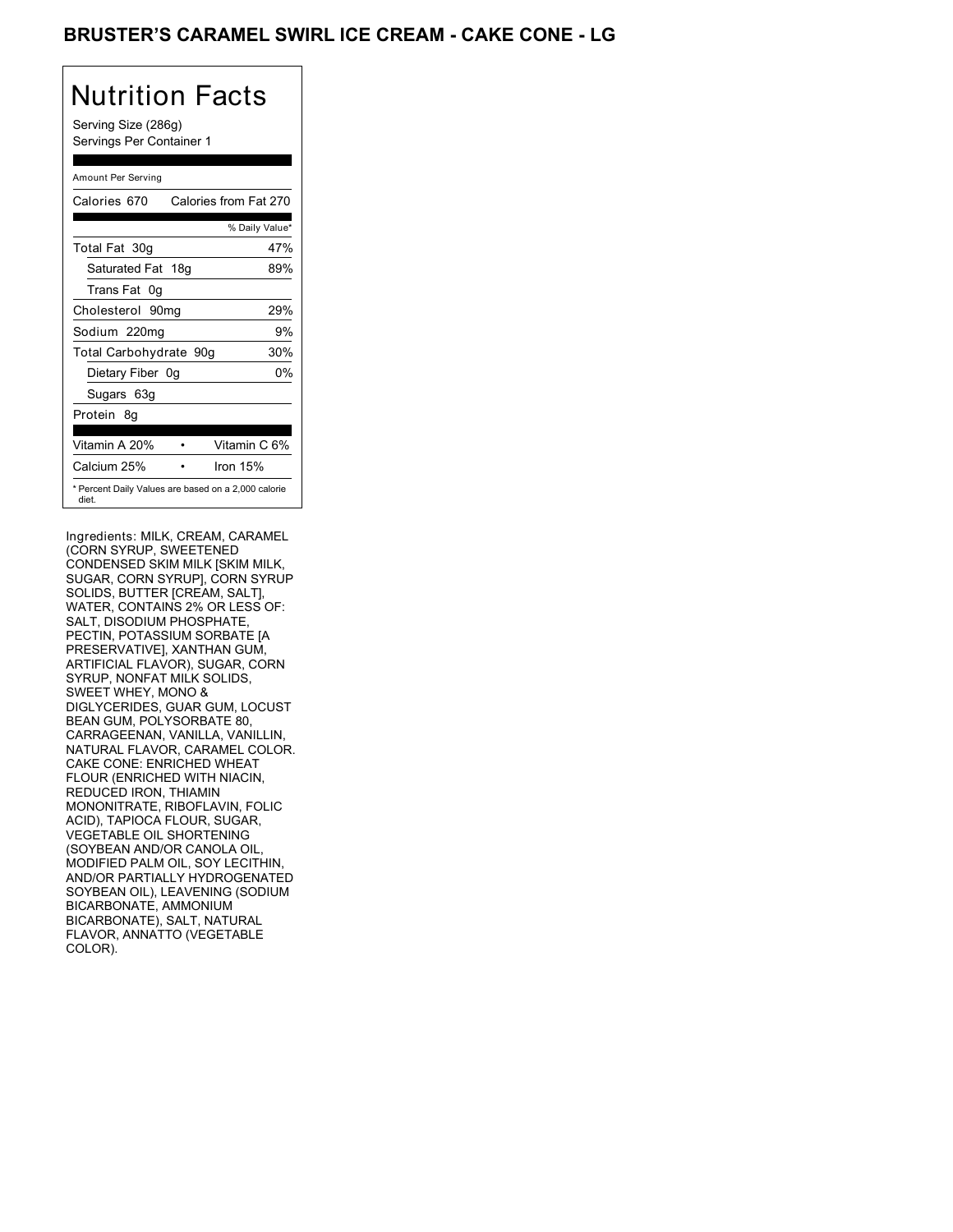# BRUSTER'S CARAMEL SWIRL ICE CREAM - CAKE CONE - LG

## Nutrition Facts

Serving Size (286g)
Servings Per Container 1

Amount Per Serving

| Calories 670 | Calories from Fat 270 |
|---|---|
| | % Daily Value* |
| Total Fat 30g | 47% |
| Saturated Fat 18g | 89% |
| Trans Fat 0g | |
| Cholesterol 90mg | 29% |
| Sodium 220mg | 9% |
| Total Carbohydrate 90g | 30% |
| Dietary Fiber 0g | 0% |
| Sugars 63g | |
| Protein 8g | |
| Vitamin A 20% | Vitamin C 6% |
| Calcium 25% | Iron 15% |

* Percent Daily Values are based on a 2,000 calorie diet.

Ingredients: MILK, CREAM, CARAMEL (CORN SYRUP, SWEETENED CONDENSED SKIM MILK [SKIM MILK, SUGAR, CORN SYRUP], CORN SYRUP SOLIDS, BUTTER [CREAM, SALT], WATER, CONTAINS 2% OR LESS OF: SALT, DISODIUM PHOSPHATE, PECTIN, POTASSIUM SORBATE [A PRESERVATIVE], XANTHAN GUM, ARTIFICIAL FLAVOR), SUGAR, CORN SYRUP, NONFAT MILK SOLIDS, SWEET WHEY, MONO & DIGLYCERIDES, GUAR GUM, LOCUST BEAN GUM, POLYSORBATE 80, CARRAGEENAN, VANILLA, VANILLIN, NATURAL FLAVOR, CARAMEL COLOR. CAKE CONE: ENRICHED WHEAT FLOUR (ENRICHED WITH NIACIN, REDUCED IRON, THIAMIN MONONITRATE, RIBOFLAVIN, FOLIC ACID), TAPIOCA FLOUR, SUGAR, VEGETABLE OIL SHORTENING (SOYBEAN AND/OR CANOLA OIL, MODIFIED PALM OIL, SOY LECITHIN, AND/OR PARTIALLY HYDROGENATED SOYBEAN OIL), LEAVENING (SODIUM BICARBONATE, AMMONIUM BICARBONATE), SALT, NATURAL FLAVOR, ANNATTO (VEGETABLE COLOR).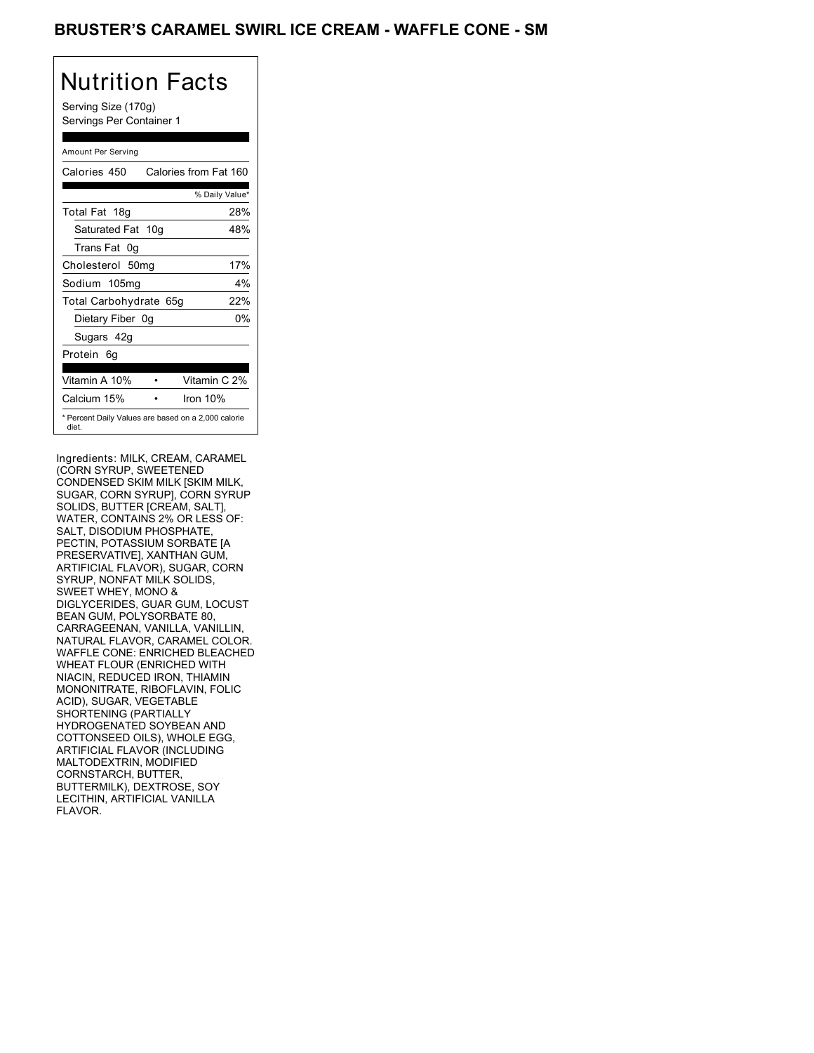# BRUSTER'S CARAMEL SWIRL ICE CREAM - WAFFLE CONE - SM

## Nutrition Facts

Serving Size (170g)
Servings Per Container 1

Amount Per Serving

| Calories 450 | Calories from Fat 160 |
|---|---|
| | % Daily Value* |
| Total Fat 18g | 28% |
| Saturated Fat 10g | 48% |
| Trans Fat 0g | |
| Cholesterol 50mg | 17% |
| Sodium 105mg | 4% |
| Total Carbohydrate 65g | 22% |
| Dietary Fiber 0g | 0% |
| Sugars 42g | |
| Protein 6g | |

| Vitamin A 10% | • | Vitamin C 2% |
|---|---|---|
| Calcium 15% | • | Iron 10% |

* Percent Daily Values are based on a 2,000 calorie diet.

Ingredients: MILK, CREAM, CARAMEL (CORN SYRUP, SWEETENED CONDENSED SKIM MILK [SKIM MILK, SUGAR, CORN SYRUP], CORN SYRUP SOLIDS, BUTTER [CREAM, SALT], WATER, CONTAINS 2% OR LESS OF: SALT, DISODIUM PHOSPHATE, PECTIN, POTASSIUM SORBATE [A PRESERVATIVE], XANTHAN GUM, ARTIFICIAL FLAVOR), SUGAR, CORN SYRUP, NONFAT MILK SOLIDS, SWEET WHEY, MONO & DIGLYCERIDES, GUAR GUM, LOCUST BEAN GUM, POLYSORBATE 80, CARRAGEENAN, VANILLA, VANILLIN, NATURAL FLAVOR, CARAMEL COLOR. WAFFLE CONE: ENRICHED BLEACHED WHEAT FLOUR (ENRICHED WITH NIACIN, REDUCED IRON, THIAMIN MONONITRATE, RIBOFLAVIN, FOLIC ACID), SUGAR, VEGETABLE SHORTENING (PARTIALLY HYDROGENATED SOYBEAN AND COTTONSEED OILS), WHOLE EGG, ARTIFICIAL FLAVOR (INCLUDING MALTODEXTRIN, MODIFIED CORNSTARCH, BUTTER, BUTTERMILK), DEXTROSE, SOY LECITHIN, ARTIFICIAL VANILLA FLAVOR.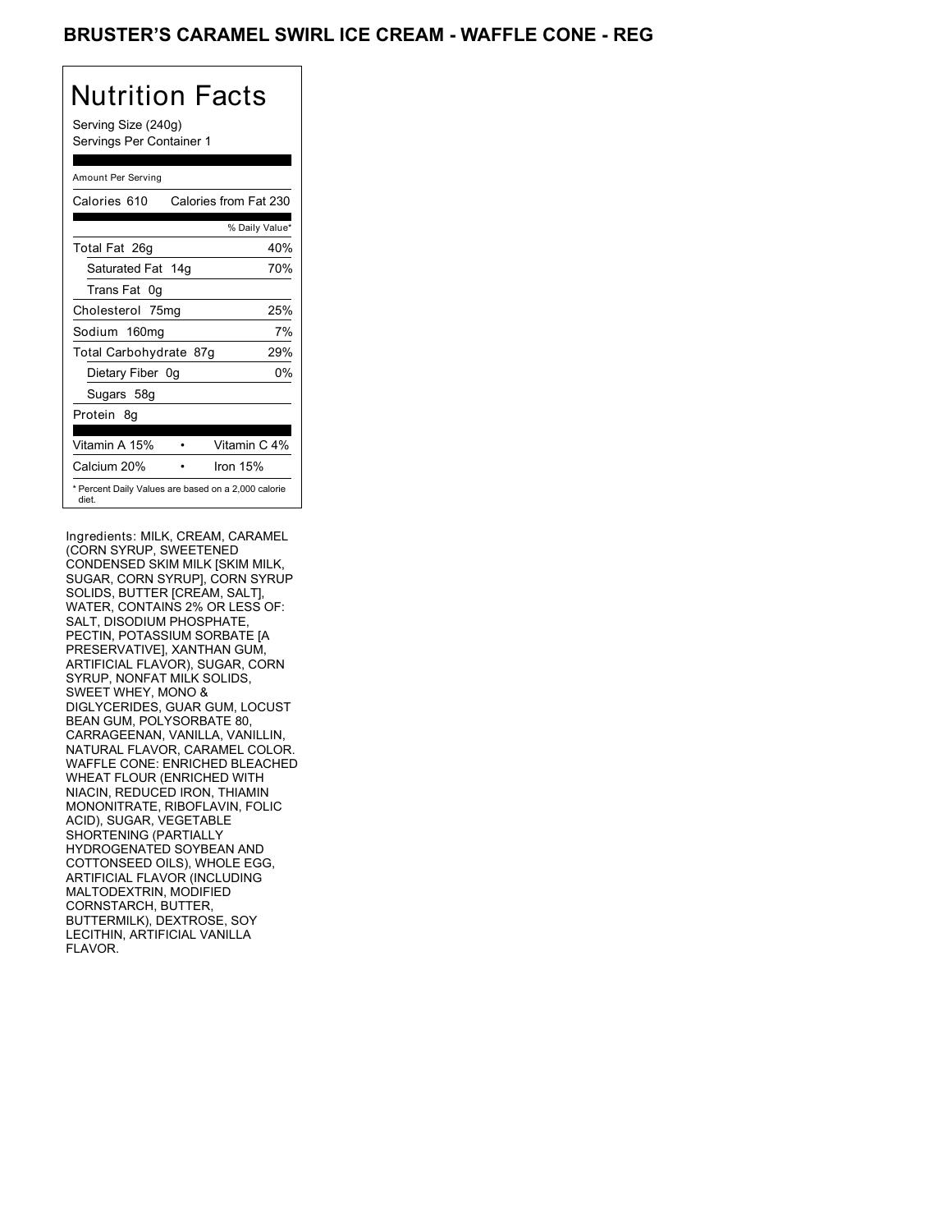# BRUSTER'S CARAMEL SWIRL ICE CREAM - WAFFLE CONE - REG

## Nutrition Facts

Serving Size (240g)
Servings Per Container 1

Amount Per Serving

| Calories 610 | Calories from Fat 230 |
|---|---|
| | % Daily Value* |
| Total Fat 26g | 40% |
| Saturated Fat 14g | 70% |
| Trans Fat 0g | |
| Cholesterol 75mg | 25% |
| Sodium 160mg | 7% |
| Total Carbohydrate 87g | 29% |
| Dietary Fiber 0g | 0% |
| Sugars 58g | |
| Protein 8g | |

| Vitamin A 15% | • | Vitamin C 4% |
|---|---|---|
| Calcium 20% | • | Iron 15% |

* Percent Daily Values are based on a 2,000 calorie diet.

Ingredients: MILK, CREAM, CARAMEL (CORN SYRUP, SWEETENED CONDENSED SKIM MILK [SKIM MILK, SUGAR, CORN SYRUP], CORN SYRUP SOLIDS, BUTTER [CREAM, SALT], WATER, CONTAINS 2% OR LESS OF: SALT, DISODIUM PHOSPHATE, PECTIN, POTASSIUM SORBATE [A PRESERVATIVE], XANTHAN GUM, ARTIFICIAL FLAVOR), SUGAR, CORN SYRUP, NONFAT MILK SOLIDS, SWEET WHEY, MONO & DIGLYCERIDES, GUAR GUM, LOCUST BEAN GUM, POLYSORBATE 80, CARRAGEENAN, VANILLA, VANILLIN, NATURAL FLAVOR, CARAMEL COLOR. WAFFLE CONE: ENRICHED BLEACHED WHEAT FLOUR (ENRICHED WITH NIACIN, REDUCED IRON, THIAMIN MONONITRATE, RIBOFLAVIN, FOLIC ACID), SUGAR, VEGETABLE SHORTENING (PARTIALLY HYDROGENATED SOYBEAN AND COTTONSEED OILS), WHOLE EGG, ARTIFICIAL FLAVOR (INCLUDING MALTODEXTRIN, MODIFIED CORNSTARCH, BUTTER, BUTTERMILK), DEXTROSE, SOY LECITHIN, ARTIFICIAL VANILLA FLAVOR.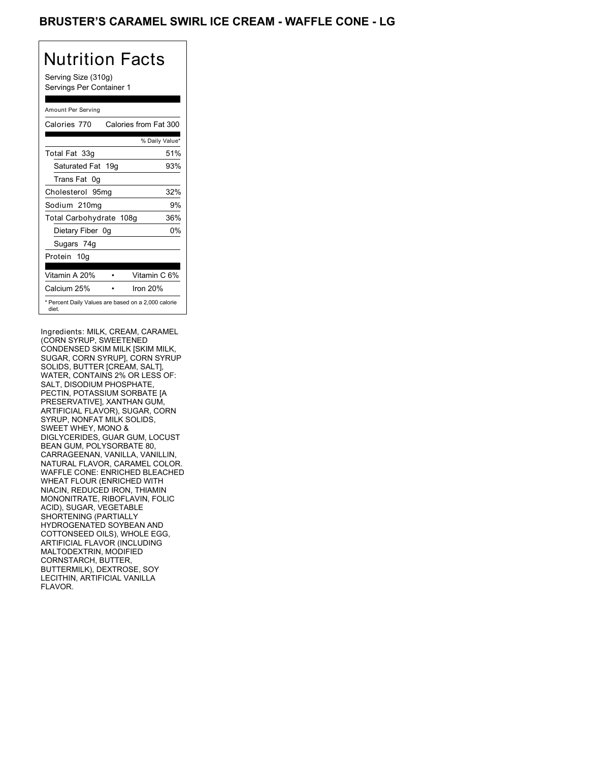# BRUSTER'S CARAMEL SWIRL ICE CREAM - WAFFLE CONE - LG

## Nutrition Facts

Serving Size (310g)
Servings Per Container 1

Amount Per Serving

| | |
|---|---|
| Calories 770 | Calories from Fat 300 |
| | % Daily Value* |
| Total Fat 33g | 51% |
| Saturated Fat 19g | 93% |
| Trans Fat 0g | |
| Cholesterol 95mg | 32% |
| Sodium 210mg | 9% |
| Total Carbohydrate 108g | 36% |
| Dietary Fiber 0g | 0% |
| Sugars 74g | |
| Protein 10g | |
| Vitamin A 20% | Vitamin C 6% |
| Calcium 25% | Iron 20% |

* Percent Daily Values are based on a 2,000 calorie diet.

Ingredients: MILK, CREAM, CARAMEL (CORN SYRUP, SWEETENED CONDENSED SKIM MILK [SKIM MILK, SUGAR, CORN SYRUP], CORN SYRUP SOLIDS, BUTTER [CREAM, SALT], WATER, CONTAINS 2% OR LESS OF: SALT, DISODIUM PHOSPHATE, PECTIN, POTASSIUM SORBATE [A PRESERVATIVE], XANTHAN GUM, ARTIFICIAL FLAVOR), SUGAR, CORN SYRUP, NONFAT MILK SOLIDS, SWEET WHEY, MONO & DIGLYCERIDES, GUAR GUM, LOCUST BEAN GUM, POLYSORBATE 80, CARRAGEENAN, VANILLA, VANILLIN, NATURAL FLAVOR, CARAMEL COLOR. WAFFLE CONE: ENRICHED BLEACHED WHEAT FLOUR (ENRICHED WITH NIACIN, REDUCED IRON, THIAMIN MONONITRATE, RIBOFLAVIN, FOLIC ACID), SUGAR, VEGETABLE SHORTENING (PARTIALLY HYDROGENATED SOYBEAN AND COTTONSEED OILS), WHOLE EGG, ARTIFICIAL FLAVOR (INCLUDING MALTODEXTRIN, MODIFIED CORNSTARCH, BUTTER, BUTTERMILK), DEXTROSE, SOY LECITHIN, ARTIFICIAL VANILLA FLAVOR.